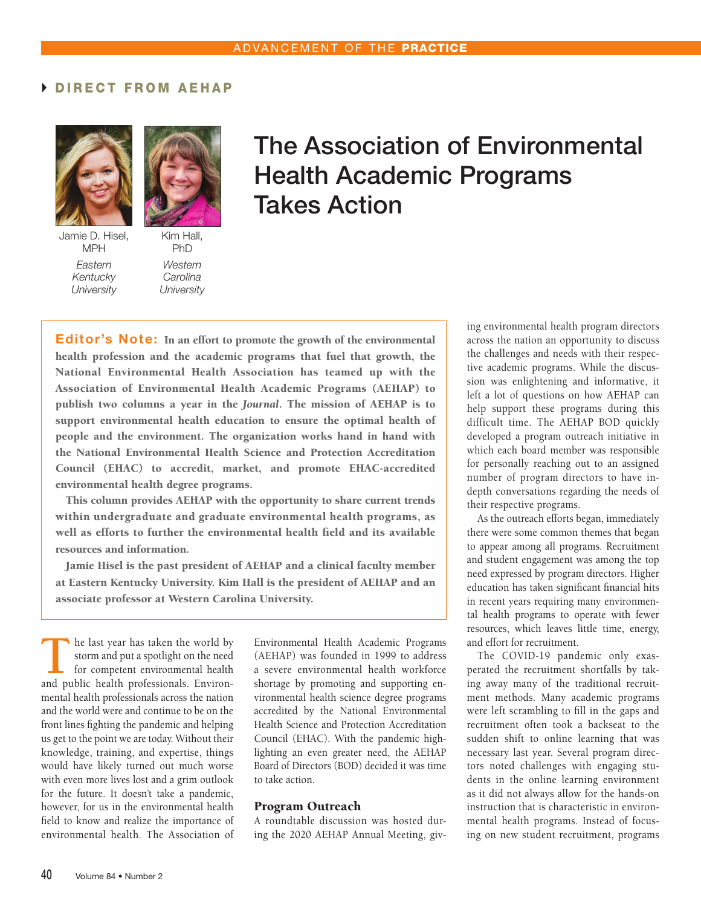ADVANCEMENT OF THE **PRACTICE**

**DIRECT FROM AEHAP**

Jamie D. Hisel, MPH
*Eastern Kentucky University*

Kim Hall, PhD
*Western Carolina University*

# The Association of Environmental Health Academic Programs Takes Action

**Editor's Note: In an effort to promote the growth of the environmental health profession and the academic programs that fuel that growth, the National Environmental Health Association has teamed up with the Association of Environmental Health Academic Programs (AEHAP) to publish two columns a year in the *Journal*. The mission of AEHAP is to support environmental health education to ensure the optimal health of people and the environment. The organization works hand in hand with the National Environmental Health Science and Protection Accreditation Council (EHAC) to accredit, market, and promote EHAC-accredited environmental health degree programs.**

**This column provides AEHAP with the opportunity to share current trends within undergraduate and graduate environmental health programs, as well as efforts to further the environmental health field and its available resources and information.**

**Jamie Hisel is the past president of AEHAP and a clinical faculty member at Eastern Kentucky University. Kim Hall is the president of AEHAP and an associate professor at Western Carolina University.**

The last year has taken the world by storm and put a spotlight on the need for competent environmental health and public health professionals. Environmental health professionals across the nation and the world were and continue to be on the front lines fighting the pandemic and helping us get to the point we are today. Without their knowledge, training, and expertise, things would have likely turned out much worse with even more lives lost and a grim outlook for the future. It doesn't take a pandemic, however, for us in the environmental health field to know and realize the importance of environmental health. The Association of Environmental Health Academic Programs (AEHAP) was founded in 1999 to address a severe environmental health workforce shortage by promoting and supporting environmental health science degree programs accredited by the National Environmental Health Science and Protection Accreditation Council (EHAC). With the pandemic highlighting an even greater need, the AEHAP Board of Directors (BOD) decided it was time to take action.

## Program Outreach

A roundtable discussion was hosted during the 2020 AEHAP Annual Meeting, giving environmental health program directors across the nation an opportunity to discuss the challenges and needs with their respective academic programs. While the discussion was enlightening and informative, it left a lot of questions on how AEHAP can help support these programs during this difficult time. The AEHAP BOD quickly developed a program outreach initiative in which each board member was responsible for personally reaching out to an assigned number of program directors to have in-depth conversations regarding the needs of their respective programs.

As the outreach efforts began, immediately there were some common themes that began to appear among all programs. Recruitment and student engagement was among the top need expressed by program directors. Higher education has taken significant financial hits in recent years requiring many environmental health programs to operate with fewer resources, which leaves little time, energy, and effort for recruitment.

The COVID-19 pandemic only exasperated the recruitment shortfalls by taking away many of the traditional recruitment methods. Many academic programs were left scrambling to fill in the gaps and recruitment often took a backseat to the sudden shift to online learning that was necessary last year. Several program directors noted challenges with engaging students in the online learning environment as it did not always allow for the hands-on instruction that is characteristic in environmental health programs. Instead of focusing on new student recruitment, programs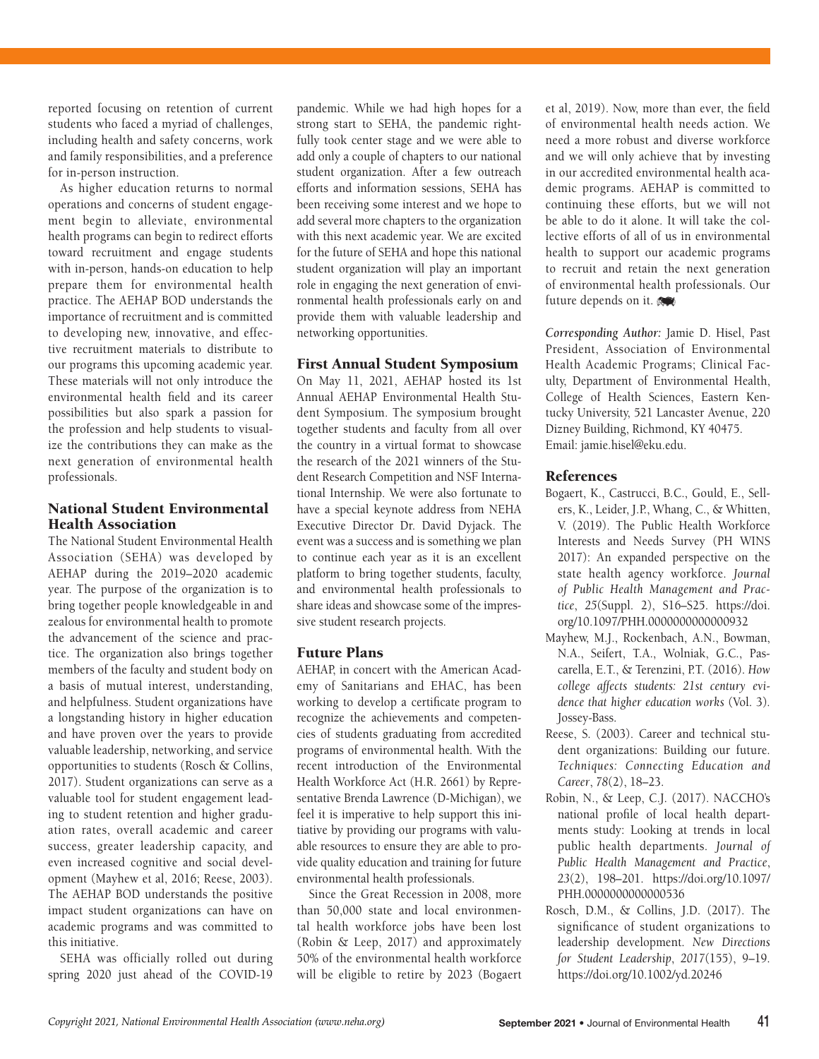reported focusing on retention of current students who faced a myriad of challenges, including health and safety concerns, work and family responsibilities, and a preference for in-person instruction.

As higher education returns to normal operations and concerns of student engagement begin to alleviate, environmental health programs can begin to redirect efforts toward recruitment and engage students with in-person, hands-on education to help prepare them for environmental health practice. The AEHAP BOD understands the importance of recruitment and is committed to developing new, innovative, and effective recruitment materials to distribute to our programs this upcoming academic year. These materials will not only introduce the environmental health field and its career possibilities but also spark a passion for the profession and help students to visualize the contributions they can make as the next generation of environmental health professionals.

## National Student Environmental Health Association

The National Student Environmental Health Association (SEHA) was developed by AEHAP during the 2019–2020 academic year. The purpose of the organization is to bring together people knowledgeable in and zealous for environmental health to promote the advancement of the science and practice. The organization also brings together members of the faculty and student body on a basis of mutual interest, understanding, and helpfulness. Student organizations have a longstanding history in higher education and have proven over the years to provide valuable leadership, networking, and service opportunities to students (Rosch & Collins, 2017). Student organizations can serve as a valuable tool for student engagement leading to student retention and higher graduation rates, overall academic and career success, greater leadership capacity, and even increased cognitive and social development (Mayhew et al, 2016; Reese, 2003). The AEHAP BOD understands the positive impact student organizations can have on academic programs and was committed to this initiative.

SEHA was officially rolled out during spring 2020 just ahead of the COVID-19 pandemic. While we had high hopes for a strong start to SEHA, the pandemic rightfully took center stage and we were able to add only a couple of chapters to our national student organization. After a few outreach efforts and information sessions, SEHA has been receiving some interest and we hope to add several more chapters to the organization with this next academic year. We are excited for the future of SEHA and hope this national student organization will play an important role in engaging the next generation of environmental health professionals early on and provide them with valuable leadership and networking opportunities.

## First Annual Student Symposium

On May 11, 2021, AEHAP hosted its 1st Annual AEHAP Environmental Health Student Symposium. The symposium brought together students and faculty from all over the country in a virtual format to showcase the research of the 2021 winners of the Student Research Competition and NSF International Internship. We were also fortunate to have a special keynote address from NEHA Executive Director Dr. David Dyjack. The event was a success and is something we plan to continue each year as it is an excellent platform to bring together students, faculty, and environmental health professionals to share ideas and showcase some of the impressive student research projects.

## Future Plans

AEHAP, in concert with the American Academy of Sanitarians and EHAC, has been working to develop a certificate program to recognize the achievements and competencies of students graduating from accredited programs of environmental health. With the recent introduction of the Environmental Health Workforce Act (H.R. 2661) by Representative Brenda Lawrence (D-Michigan), we feel it is imperative to help support this initiative by providing our programs with valuable resources to ensure they are able to provide quality education and training for future environmental health professionals.

Since the Great Recession in 2008, more than 50,000 state and local environmental health workforce jobs have been lost (Robin & Leep, 2017) and approximately 50% of the environmental health workforce will be eligible to retire by 2023 (Bogaert et al, 2019). Now, more than ever, the field of environmental health needs action. We need a more robust and diverse workforce and we will only achieve that by investing in our accredited environmental health academic programs. AEHAP is committed to continuing these efforts, but we will not be able to do it alone. It will take the collective efforts of all of us in environmental health to support our academic programs to recruit and retain the next generation of environmental health professionals. Our future depends on it.

***Corresponding Author:*** Jamie D. Hisel, Past President, Association of Environmental Health Academic Programs; Clinical Faculty, Department of Environmental Health, College of Health Sciences, Eastern Kentucky University, 521 Lancaster Avenue, 220 Dizney Building, Richmond, KY 40475. Email: jamie.hisel@eku.edu.

## References

Bogaert, K., Castrucci, B.C., Gould, E., Sellers, K., Leider, J.P., Whang, C., & Whitten, V. (2019). The Public Health Workforce Interests and Needs Survey (PH WINS 2017): An expanded perspective on the state health agency workforce. *Journal of Public Health Management and Practice*, *25*(Suppl. 2), S16–S25. https://doi.org/10.1097/PHH.0000000000000932

Mayhew, M.J., Rockenbach, A.N., Bowman, N.A., Seifert, T.A., Wolniak, G.C., Pascarella, E.T., & Terenzini, P.T. (2016). *How college affects students: 21st century evidence that higher education works* (Vol. 3). Jossey-Bass.

Reese, S. (2003). Career and technical student organizations: Building our future. *Techniques: Connecting Education and Career*, *78*(2), 18–23.

Robin, N., & Leep, C.J. (2017). NACCHO's national profile of local health departments study: Looking at trends in local public health departments. *Journal of Public Health Management and Practice*, *23*(2), 198–201. https://doi.org/10.1097/PHH.0000000000000536

Rosch, D.M., & Collins, J.D. (2017). The significance of student organizations to leadership development. *New Directions for Student Leadership*, *2017*(155), 9–19. https://doi.org/10.1002/yd.20246